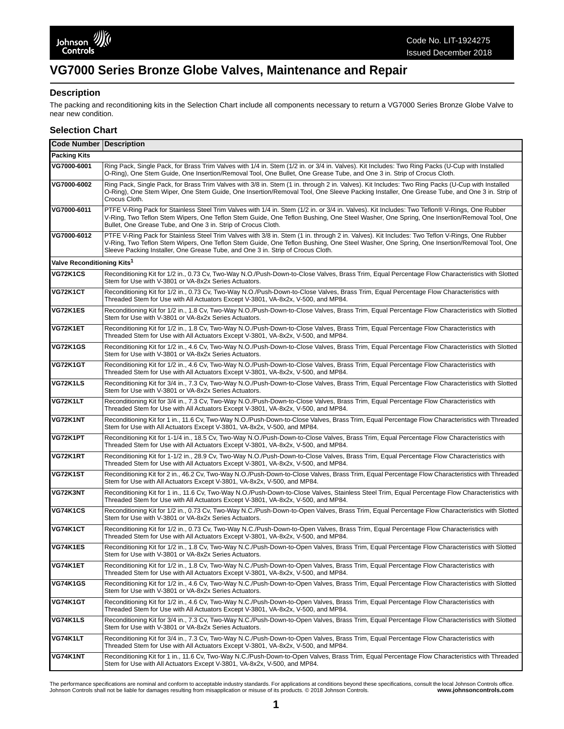Code No. LIT-1924275
Issued December 2018

# VG7000 Series Bronze Globe Valves, Maintenance and Repair

## Description

The packing and reconditioning kits in the Selection Chart include all components necessary to return a VG7000 Series Bronze Globe Valve to near new condition.

## Selection Chart

| Code Number | Description |
|---|---|
| **Packing Kits** | |
| **VG7000-6001** | Ring Pack, Single Pack, for Brass Trim Valves with 1/4 in. Stem (1/2 in. or 3/4 in. Valves). Kit Includes: Two Ring Packs (U-Cup with Installed O-Ring), One Stem Guide, One Insertion/Removal Tool, One Bullet, One Grease Tube, and One 3 in. Strip of Crocus Cloth. |
| **VG7000-6002** | Ring Pack, Single Pack, for Brass Trim Valves with 3/8 in. Stem (1 in. through 2 in. Valves). Kit Includes: Two Ring Packs (U-Cup with Installed O-Ring), One Stem Wiper, One Stem Guide, One Insertion/Removal Tool, One Sleeve Packing Installer, One Grease Tube, and One 3 in. Strip of Crocus Cloth. |
| **VG7000-6011** | PTFE V-Ring Pack for Stainless Steel Trim Valves with 1/4 in. Stem (1/2 in. or 3/4 in. Valves). Kit Includes: Two Teflon® V-Rings, One Rubber V-Ring, Two Teflon Stem Wipers, One Teflon Stem Guide, One Teflon Bushing, One Steel Washer, One Spring, One Insertion/Removal Tool, One Bullet, One Grease Tube, and One 3 in. Strip of Crocus Cloth. |
| **VG7000-6012** | PTFE V-Ring Pack for Stainless Steel Trim Valves with 3/8 in. Stem (1 in. through 2 in. Valves). Kit Includes: Two Teflon V-Rings, One Rubber V-Ring, Two Teflon Stem Wipers, One Teflon Stem Guide, One Teflon Bushing, One Steel Washer, One Spring, One Insertion/Removal Tool, One Sleeve Packing Installer, One Grease Tube, and One 3 in. Strip of Crocus Cloth. |
| **Valve Reconditioning Kits[1]** | |
| **VG72K1CS** | Reconditioning Kit for 1/2 in., 0.73 Cv, Two-Way N.O./Push-Down-to-Close Valves, Brass Trim, Equal Percentage Flow Characteristics with Slotted Stem for Use with V-3801 or VA-8x2x Series Actuators. |
| **VG72K1CT** | Reconditioning Kit for 1/2 in., 0.73 Cv, Two-Way N.O./Push-Down-to-Close Valves, Brass Trim, Equal Percentage Flow Characteristics with Threaded Stem for Use with All Actuators Except V-3801, VA-8x2x, V-500, and MP84. |
| **VG72K1ES** | Reconditioning Kit for 1/2 in., 1.8 Cv, Two-Way N.O./Push-Down-to-Close Valves, Brass Trim, Equal Percentage Flow Characteristics with Slotted Stem for Use with V-3801 or VA-8x2x Series Actuators. |
| **VG72K1ET** | Reconditioning Kit for 1/2 in., 1.8 Cv, Two-Way N.O./Push-Down-to-Close Valves, Brass Trim, Equal Percentage Flow Characteristics with Threaded Stem for Use with All Actuators Except V-3801, VA-8x2x, V-500, and MP84. |
| **VG72K1GS** | Reconditioning Kit for 1/2 in., 4.6 Cv, Two-Way N.O./Push-Down-to-Close Valves, Brass Trim, Equal Percentage Flow Characteristics with Slotted Stem for Use with V-3801 or VA-8x2x Series Actuators. |
| **VG72K1GT** | Reconditioning Kit for 1/2 in., 4.6 Cv, Two-Way N.O./Push-Down-to-Close Valves, Brass Trim, Equal Percentage Flow Characteristics with Threaded Stem for Use with All Actuators Except V-3801, VA-8x2x, V-500, and MP84. |
| **VG72K1LS** | Reconditioning Kit for 3/4 in., 7.3 Cv, Two-Way N.O./Push-Down-to-Close Valves, Brass Trim, Equal Percentage Flow Characteristics with Slotted Stem for Use with V-3801 or VA-8x2x Series Actuators. |
| **VG72K1LT** | Reconditioning Kit for 3/4 in., 7.3 Cv, Two-Way N.O./Push-Down-to-Close Valves, Brass Trim, Equal Percentage Flow Characteristics with Threaded Stem for Use with All Actuators Except V-3801, VA-8x2x, V-500, and MP84. |
| **VG72K1NT** | Reconditioning Kit for 1 in., 11.6 Cv, Two-Way N.O./Push-Down-to-Close Valves, Brass Trim, Equal Percentage Flow Characteristics with Threaded Stem for Use with All Actuators Except V-3801, VA-8x2x, V-500, and MP84. |
| **VG72K1PT** | Reconditioning Kit for 1-1/4 in., 18.5 Cv, Two-Way N.O./Push-Down-to-Close Valves, Brass Trim, Equal Percentage Flow Characteristics with Threaded Stem for Use with All Actuators Except V-3801, VA-8x2x, V-500, and MP84. |
| **VG72K1RT** | Reconditioning Kit for 1-1/2 in., 28.9 Cv, Two-Way N.O./Push-Down-to-Close Valves, Brass Trim, Equal Percentage Flow Characteristics with Threaded Stem for Use with All Actuators Except V-3801, VA-8x2x, V-500, and MP84. |
| **VG72K1ST** | Reconditioning Kit for 2 in., 46.2 Cv, Two-Way N.O./Push-Down-to-Close Valves, Brass Trim, Equal Percentage Flow Characteristics with Threaded Stem for Use with All Actuators Except V-3801, VA-8x2x, V-500, and MP84. |
| **VG72K3NT** | Reconditioning Kit for 1 in., 11.6 Cv, Two-Way N.O./Push-Down-to-Close Valves, Stainless Steel Trim, Equal Percentage Flow Characteristics with Threaded Stem for Use with All Actuators Except V-3801, VA-8x2x, V-500, and MP84. |
| **VG74K1CS** | Reconditioning Kit for 1/2 in., 0.73 Cv, Two-Way N.C./Push-Down-to-Open Valves, Brass Trim, Equal Percentage Flow Characteristics with Slotted Stem for Use with V-3801 or VA-8x2x Series Actuators. |
| **VG74K1CT** | Reconditioning Kit for 1/2 in., 0.73 Cv, Two-Way N.C./Push-Down-to-Open Valves, Brass Trim, Equal Percentage Flow Characteristics with Threaded Stem for Use with All Actuators Except V-3801, VA-8x2x, V-500, and MP84. |
| **VG74K1ES** | Reconditioning Kit for 1/2 in., 1.8 Cv, Two-Way N.C./Push-Down-to-Open Valves, Brass Trim, Equal Percentage Flow Characteristics with Slotted Stem for Use with V-3801 or VA-8x2x Series Actuators. |
| **VG74K1ET** | Reconditioning Kit for 1/2 in., 1.8 Cv, Two-Way N.C./Push-Down-to-Open Valves, Brass Trim, Equal Percentage Flow Characteristics with Threaded Stem for Use with All Actuators Except V-3801, VA-8x2x, V-500, and MP84. |
| **VG74K1GS** | Reconditioning Kit for 1/2 in., 4.6 Cv, Two-Way N.C./Push-Down-to-Open Valves, Brass Trim, Equal Percentage Flow Characteristics with Slotted Stem for Use with V-3801 or VA-8x2x Series Actuators. |
| **VG74K1GT** | Reconditioning Kit for 1/2 in., 4.6 Cv, Two-Way N.C./Push-Down-to-Open Valves, Brass Trim, Equal Percentage Flow Characteristics with Threaded Stem for Use with All Actuators Except V-3801, VA-8x2x, V-500, and MP84. |
| **VG74K1LS** | Reconditioning Kit for 3/4 in., 7.3 Cv, Two-Way N.C./Push-Down-to-Open Valves, Brass Trim, Equal Percentage Flow Characteristics with Slotted Stem for Use with V-3801 or VA-8x2x Series Actuators. |
| **VG74K1LT** | Reconditioning Kit for 3/4 in., 7.3 Cv, Two-Way N.C./Push-Down-to-Open Valves, Brass Trim, Equal Percentage Flow Characteristics with Threaded Stem for Use with All Actuators Except V-3801, VA-8x2x, V-500, and MP84. |
| **VG74K1NT** | Reconditioning Kit for 1 in., 11.6 Cv, Two-Way N.C./Push-Down-to-Open Valves, Brass Trim, Equal Percentage Flow Characteristics with Threaded Stem for Use with All Actuators Except V-3801, VA-8x2x, V-500, and MP84. |

The performance specifications are nominal and conform to acceptable industry standards. For applications at conditions beyond these specifications, consult the local Johnson Controls office. Johnson Controls shall not be liable for damages resulting from misapplication or misuse of its products. © 2018 Johnson Controls. **www.johnsoncontrols.com**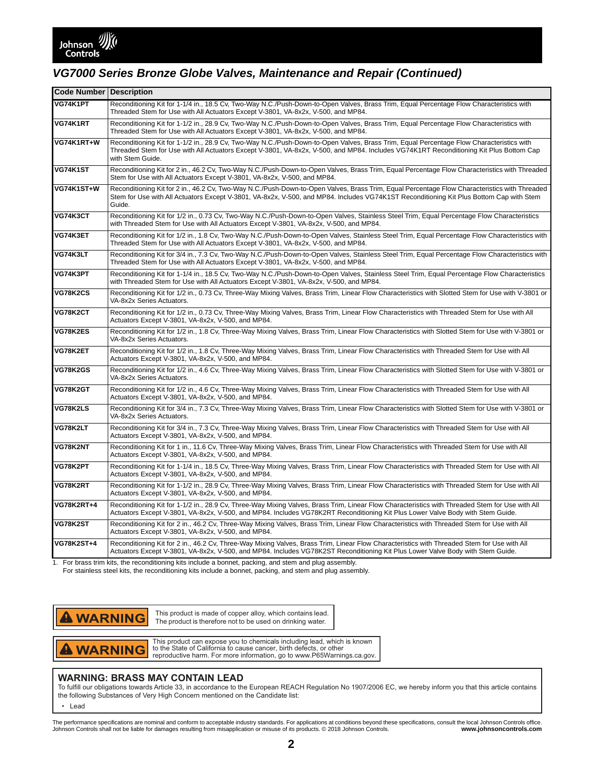## VG7000 Series Bronze Globe Valves, Maintenance and Repair (Continued)

| Code Number | Description |
|---|---|
| VG74K1PT | Reconditioning Kit for 1-1/4 in., 18.5 Cv, Two-Way N.C./Push-Down-to-Open Valves, Brass Trim, Equal Percentage Flow Characteristics with Threaded Stem for Use with All Actuators Except V-3801, VA-8x2x, V-500, and MP84. |
| VG74K1RT | Reconditioning Kit for 1-1/2 in., 28.9 Cv, Two-Way N.C./Push-Down-to-Open Valves, Brass Trim, Equal Percentage Flow Characteristics with Threaded Stem for Use with All Actuators Except V-3801, VA-8x2x, V-500, and MP84. |
| VG74K1RT+W | Reconditioning Kit for 1-1/2 in., 28.9 Cv, Two-Way N.C./Push-Down-to-Open Valves, Brass Trim, Equal Percentage Flow Characteristics with Threaded Stem for Use with All Actuators Except V-3801, VA-8x2x, V-500, and MP84. Includes VG74K1RT Reconditioning Kit Plus Bottom Cap with Stem Guide. |
| VG74K1ST | Reconditioning Kit for 2 in., 46.2 Cv, Two-Way N.C./Push-Down-to-Open Valves, Brass Trim, Equal Percentage Flow Characteristics with Threaded Stem for Use with All Actuators Except V-3801, VA-8x2x, V-500, and MP84. |
| VG74K1ST+W | Reconditioning Kit for 2 in., 46.2 Cv, Two-Way N.C./Push-Down-to-Open Valves, Brass Trim, Equal Percentage Flow Characteristics with Threaded Stem for Use with All Actuators Except V-3801, VA-8x2x, V-500, and MP84. Includes VG74K1ST Reconditioning Kit Plus Bottom Cap with Stem Guide. |
| VG74K3CT | Reconditioning Kit for 1/2 in., 0.73 Cv, Two-Way N.C./Push-Down-to-Open Valves, Stainless Steel Trim, Equal Percentage Flow Characteristics with Threaded Stem for Use with All Actuators Except V-3801, VA-8x2x, V-500, and MP84. |
| VG74K3ET | Reconditioning Kit for 1/2 in., 1.8 Cv, Two-Way N.C./Push-Down-to-Open Valves, Stainless Steel Trim, Equal Percentage Flow Characteristics with Threaded Stem for Use with All Actuators Except V-3801, VA-8x2x, V-500, and MP84. |
| VG74K3LT | Reconditioning Kit for 3/4 in., 7.3 Cv, Two-Way N.C./Push-Down-to-Open Valves, Stainless Steel Trim, Equal Percentage Flow Characteristics with Threaded Stem for Use with All Actuators Except V-3801, VA-8x2x, V-500, and MP84. |
| VG74K3PT | Reconditioning Kit for 1-1/4 in., 18.5 Cv, Two-Way N.C./Push-Down-to-Open Valves, Stainless Steel Trim, Equal Percentage Flow Characteristics with Threaded Stem for Use with All Actuators Except V-3801, VA-8x2x, V-500, and MP84. |
| VG78K2CS | Reconditioning Kit for 1/2 in., 0.73 Cv, Three-Way Mixing Valves, Brass Trim, Linear Flow Characteristics with Slotted Stem for Use with V-3801 or VA-8x2x Series Actuators. |
| VG78K2CT | Reconditioning Kit for 1/2 in., 0.73 Cv, Three-Way Mixing Valves, Brass Trim, Linear Flow Characteristics with Threaded Stem for Use with All Actuators Except V-3801, VA-8x2x, V-500, and MP84. |
| VG78K2ES | Reconditioning Kit for 1/2 in., 1.8 Cv, Three-Way Mixing Valves, Brass Trim, Linear Flow Characteristics with Slotted Stem for Use with V-3801 or VA-8x2x Series Actuators. |
| VG78K2ET | Reconditioning Kit for 1/2 in., 1.8 Cv, Three-Way Mixing Valves, Brass Trim, Linear Flow Characteristics with Threaded Stem for Use with All Actuators Except V-3801, VA-8x2x, V-500, and MP84. |
| VG78K2GS | Reconditioning Kit for 1/2 in., 4.6 Cv, Three-Way Mixing Valves, Brass Trim, Linear Flow Characteristics with Slotted Stem for Use with V-3801 or VA-8x2x Series Actuators. |
| VG78K2GT | Reconditioning Kit for 1/2 in., 4.6 Cv, Three-Way Mixing Valves, Brass Trim, Linear Flow Characteristics with Threaded Stem for Use with All Actuators Except V-3801, VA-8x2x, V-500, and MP84. |
| VG78K2LS | Reconditioning Kit for 3/4 in., 7.3 Cv, Three-Way Mixing Valves, Brass Trim, Linear Flow Characteristics with Slotted Stem for Use with V-3801 or VA-8x2x Series Actuators. |
| VG78K2LT | Reconditioning Kit for 3/4 in., 7.3 Cv, Three-Way Mixing Valves, Brass Trim, Linear Flow Characteristics with Threaded Stem for Use with All Actuators Except V-3801, VA-8x2x, V-500, and MP84. |
| VG78K2NT | Reconditioning Kit for 1 in., 11.6 Cv, Three-Way Mixing Valves, Brass Trim, Linear Flow Characteristics with Threaded Stem for Use with All Actuators Except V-3801, VA-8x2x, V-500, and MP84. |
| VG78K2PT | Reconditioning Kit for 1-1/4 in., 18.5 Cv, Three-Way Mixing Valves, Brass Trim, Linear Flow Characteristics with Threaded Stem for Use with All Actuators Except V-3801, VA-8x2x, V-500, and MP84. |
| VG78K2RT | Reconditioning Kit for 1-1/2 in., 28.9 Cv, Three-Way Mixing Valves, Brass Trim, Linear Flow Characteristics with Threaded Stem for Use with All Actuators Except V-3801, VA-8x2x, V-500, and MP84. |
| VG78K2RT+4 | Reconditioning Kit for 1-1/2 in., 28.9 Cv, Three-Way Mixing Valves, Brass Trim, Linear Flow Characteristics with Threaded Stem for Use with All Actuators Except V-3801, VA-8x2x, V-500, and MP84. Includes VG78K2RT Reconditioning Kit Plus Lower Valve Body with Stem Guide. |
| VG78K2ST | Reconditioning Kit for 2 in., 46.2 Cv, Three-Way Mixing Valves, Brass Trim, Linear Flow Characteristics with Threaded Stem for Use with All Actuators Except V-3801, VA-8x2x, V-500, and MP84. |
| VG78K2ST+4 | Reconditioning Kit for 2 in., 46.2 Cv, Three-Way Mixing Valves, Brass Trim, Linear Flow Characteristics with Threaded Stem for Use with All Actuators Except V-3801, VA-8x2x, V-500, and MP84. Includes VG78K2ST Reconditioning Kit Plus Lower Valve Body with Stem Guide. |

1. For brass trim kits, the reconditioning kits include a bonnet, packing, and stem and plug assembly.
   For stainless steel kits, the reconditioning kits include a bonnet, packing, and stem and plug assembly.

**⚠ WARNING** This product is made of copper alloy, which contains lead. The product is therefore not to be used on drinking water.

**⚠ WARNING** This product can expose you to chemicals including lead, which is known to the State of California to cause cancer, birth defects, or other reproductive harm. For more information, go to www.P65Warnings.ca.gov.

### WARNING: BRASS MAY CONTAIN LEAD

To fulfill our obligations towards Article 33, in accordance to the European REACH Regulation No 1907/2006 EC, we hereby inform you that this article contains the following Substances of Very High Concern mentioned on the Candidate list:

- Lead

The performance specifications are nominal and conform to acceptable industry standards. For applications at conditions beyond these specifications, consult the local Johnson Controls office. Johnson Controls shall not be liable for damages resulting from misapplication or misuse of its products. © 2018 Johnson Controls. **www.johnsoncontrols.com**